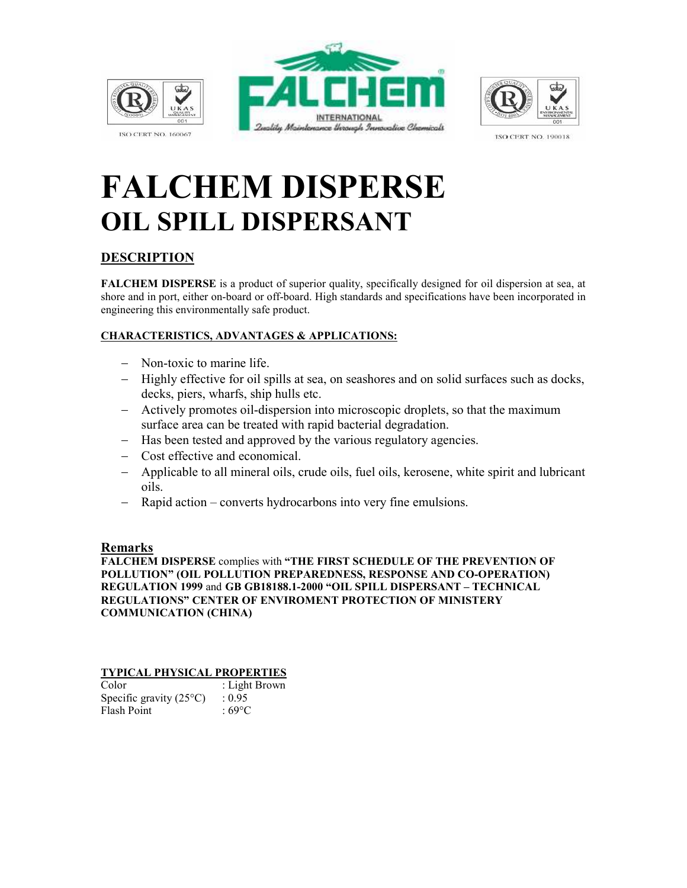ISO CERT NO. 160067

FALCHEM INTERNATIONAL

Quality Maintenance through Innovative Chemicals

ISO CERT NO. 190018

# FALCHEM DISPERSE
## OIL SPILL DISPERSANT

### DESCRIPTION

**FALCHEM DISPERSE** is a product of superior quality, specifically designed for oil dispersion at sea, at shore and in port, either on-board or off-board. High standards and specifications have been incorporated in engineering this environmentally safe product.

**CHARACTERISTICS, ADVANTAGES & APPLICATIONS:**

- Non-toxic to marine life.
- Highly effective for oil spills at sea, on seashores and on solid surfaces such as docks, decks, piers, wharfs, ship hulls etc.
- Actively promotes oil-dispersion into microscopic droplets, so that the maximum surface area can be treated with rapid bacterial degradation.
- Has been tested and approved by the various regulatory agencies.
- Cost effective and economical.
- Applicable to all mineral oils, crude oils, fuel oils, kerosene, white spirit and lubricant oils.
- Rapid action – converts hydrocarbons into very fine emulsions.

### Remarks

**FALCHEM DISPERSE** complies with **"THE FIRST SCHEDULE OF THE PREVENTION OF POLLUTION" (OIL POLLUTION PREPAREDNESS, RESPONSE AND CO-OPERATION) REGULATION 1999** and **GB GB18188.1-2000 "OIL SPILL DISPERSANT – TECHNICAL REGULATIONS" CENTER OF ENVIROMENT PROTECTION OF MINISTERY COMMUNICATION (CHINA)**

**TYPICAL PHYSICAL PROPERTIES**

| | |
|---|---|
| Color | : Light Brown |
| Specific gravity (25°C) | : 0.95 |
| Flash Point | : 69°C |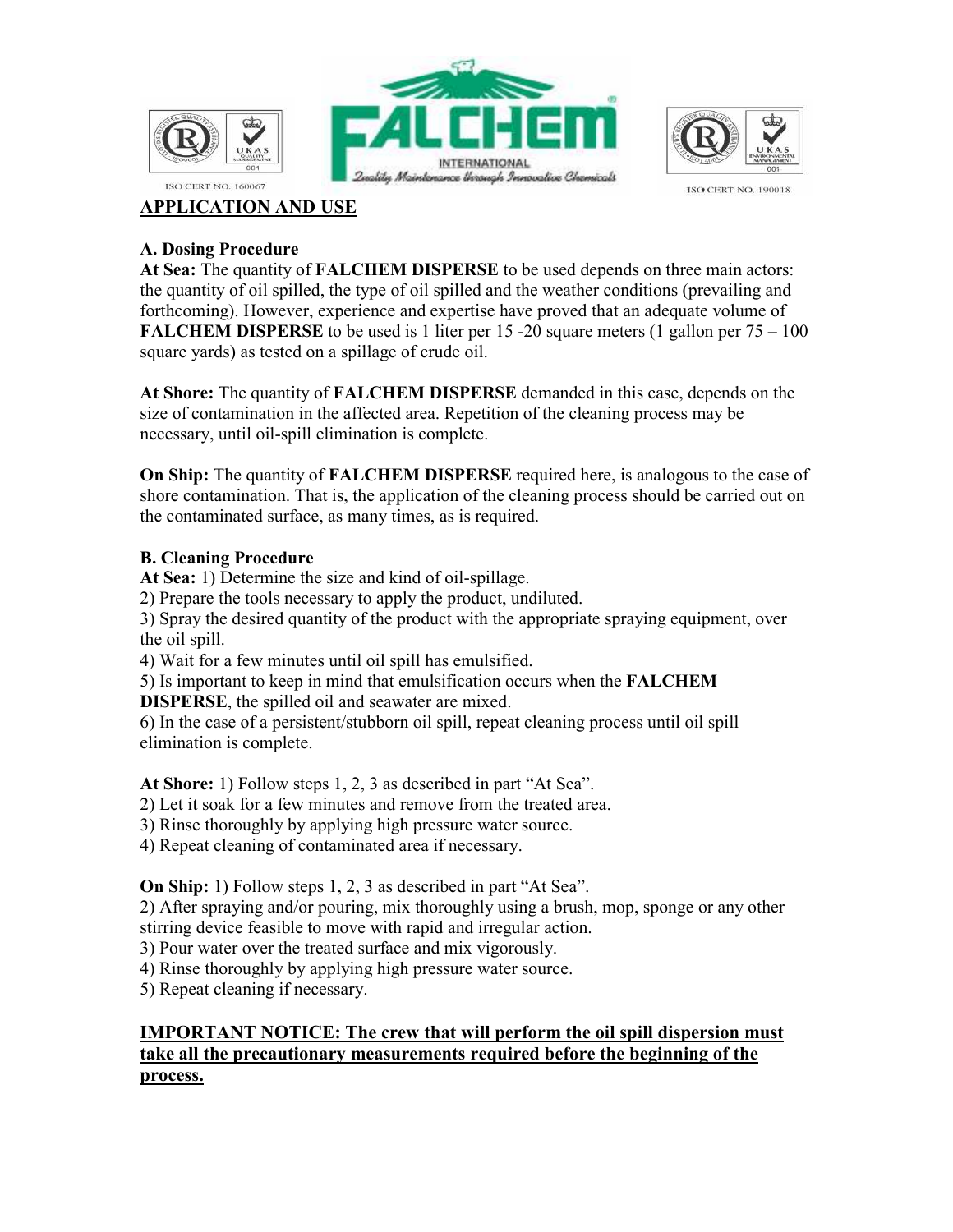## APPLICATION AND USE

**A. Dosing Procedure**

**At Sea:** The quantity of **FALCHEM DISPERSE** to be used depends on three main actors: the quantity of oil spilled, the type of oil spilled and the weather conditions (prevailing and forthcoming). However, experience and expertise have proved that an adequate volume of **FALCHEM DISPERSE** to be used is 1 liter per 15 -20 square meters (1 gallon per 75 – 100 square yards) as tested on a spillage of crude oil.

**At Shore:** The quantity of **FALCHEM DISPERSE** demanded in this case, depends on the size of contamination in the affected area. Repetition of the cleaning process may be necessary, until oil-spill elimination is complete.

**On Ship:** The quantity of **FALCHEM DISPERSE** required here, is analogous to the case of shore contamination. That is, the application of the cleaning process should be carried out on the contaminated surface, as many times, as is required.

**B. Cleaning Procedure**

**At Sea:** 1) Determine the size and kind of oil-spillage.
2) Prepare the tools necessary to apply the product, undiluted.
3) Spray the desired quantity of the product with the appropriate spraying equipment, over the oil spill.
4) Wait for a few minutes until oil spill has emulsified.
5) Is important to keep in mind that emulsification occurs when the **FALCHEM DISPERSE**, the spilled oil and seawater are mixed.
6) In the case of a persistent/stubborn oil spill, repeat cleaning process until oil spill elimination is complete.

**At Shore:** 1) Follow steps 1, 2, 3 as described in part "At Sea".
2) Let it soak for a few minutes and remove from the treated area.
3) Rinse thoroughly by applying high pressure water source.
4) Repeat cleaning of contaminated area if necessary.

**On Ship:** 1) Follow steps 1, 2, 3 as described in part "At Sea".
2) After spraying and/or pouring, mix thoroughly using a brush, mop, sponge or any other stirring device feasible to move with rapid and irregular action.
3) Pour water over the treated surface and mix vigorously.
4) Rinse thoroughly by applying high pressure water source.
5) Repeat cleaning if necessary.

**IMPORTANT NOTICE: The crew that will perform the oil spill dispersion must take all the precautionary measurements required before the beginning of the process.**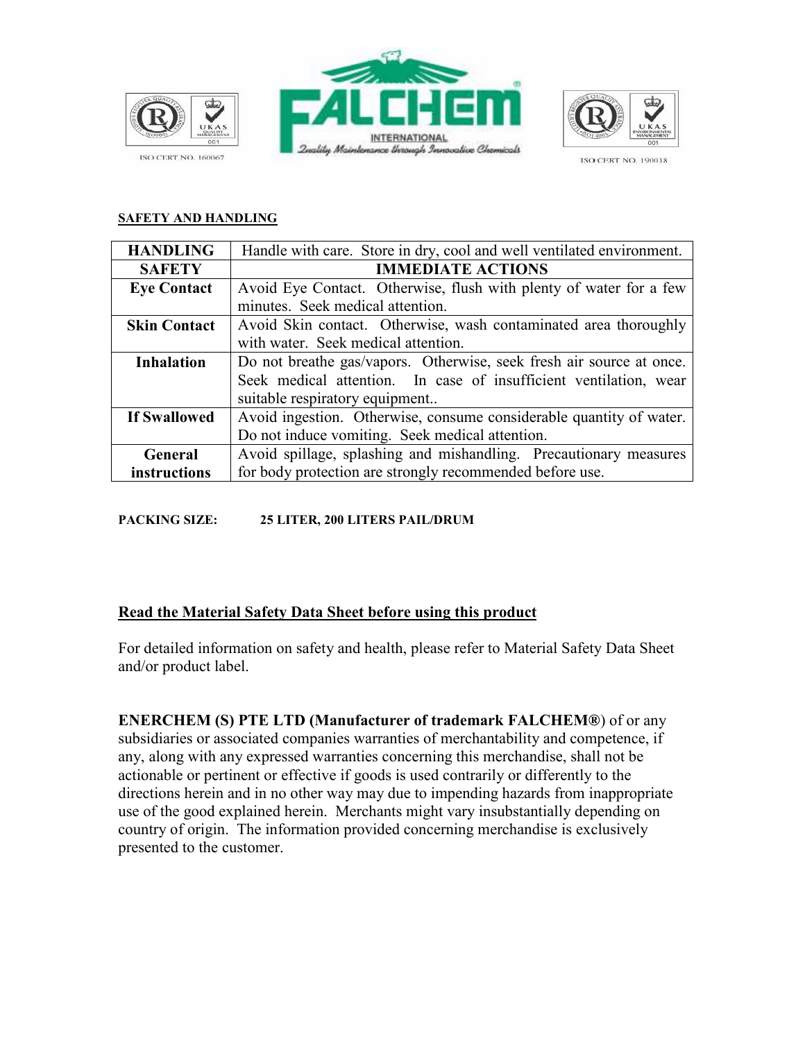**SAFETY AND HANDLING**

| | |
|---|---|
| **HANDLING** | Handle with care. Store in dry, cool and well ventilated environment. |
| **SAFETY** | **IMMEDIATE ACTIONS** |
| **Eye Contact** | Avoid Eye Contact. Otherwise, flush with plenty of water for a few minutes. Seek medical attention. |
| **Skin Contact** | Avoid Skin contact. Otherwise, wash contaminated area thoroughly with water. Seek medical attention. |
| **Inhalation** | Do not breathe gas/vapors. Otherwise, seek fresh air source at once. Seek medical attention. In case of insufficient ventilation, wear suitable respiratory equipment.. |
| **If Swallowed** | Avoid ingestion. Otherwise, consume considerable quantity of water. Do not induce vomiting. Seek medical attention. |
| **General instructions** | Avoid spillage, splashing and mishandling. Precautionary measures for body protection are strongly recommended before use. |

**PACKING SIZE:** **25 LITER, 200 LITERS PAIL/DRUM**

**Read the Material Safety Data Sheet before using this product**

For detailed information on safety and health, please refer to Material Safety Data Sheet and/or product label.

**ENERCHEM (S) PTE LTD (Manufacturer of trademark FALCHEM®**) of or any subsidiaries or associated companies warranties of merchantability and competence, if any, along with any expressed warranties concerning this merchandise, shall not be actionable or pertinent or effective if goods is used contrarily or differently to the directions herein and in no other way may due to impending hazards from inappropriate use of the good explained herein. Merchants might vary insubstantially depending on country of origin. The information provided concerning merchandise is exclusively presented to the customer.